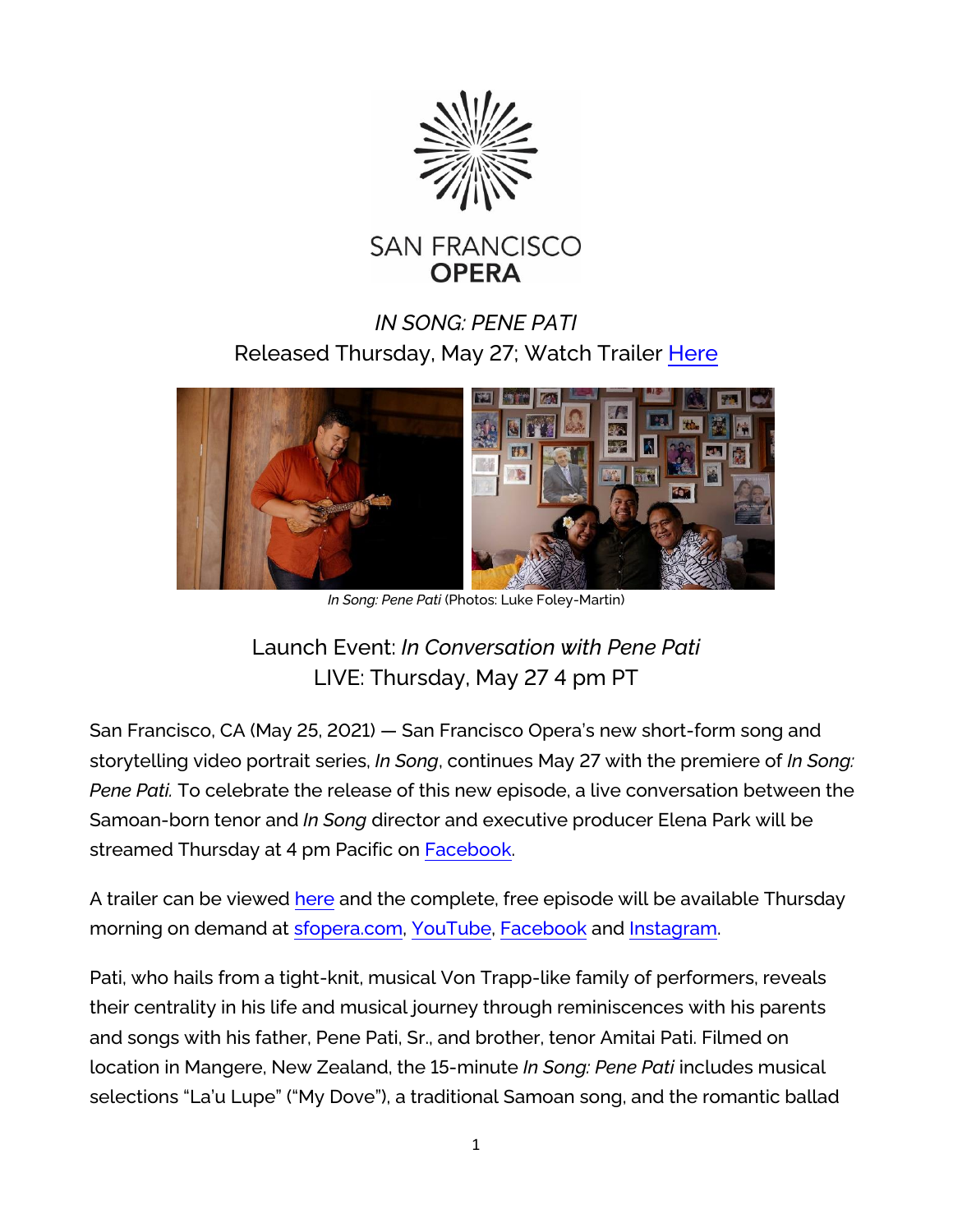SAN FRANCISCO OPERA

# *IN SONG: PENE PATI*

Released Thursday, May 27; Watch Trailer Here

*In Song: Pene Pati* (Photos: Luke Foley-Martin)

## Launch Event: *In Conversation with Pene Pati*

LIVE: Thursday, May 27 4 pm PT

San Francisco, CA (May 25, 2021) — San Francisco Opera's new short-form song and storytelling video portrait series, *In Song*, continues May 27 with the premiere of *In Song: Pene Pati.* To celebrate the release of this new episode, a live conversation between the Samoan-born tenor and *In Song* director and executive producer Elena Park will be streamed Thursday at 4 pm Pacific on Facebook.

A trailer can be viewed here and the complete, free episode will be available Thursday morning on demand at sfopera.com, YouTube, Facebook and Instagram.

Pati, who hails from a tight-knit, musical Von Trapp-like family of performers, reveals their centrality in his life and musical journey through reminiscences with his parents and songs with his father, Pene Pati, Sr., and brother, tenor Amitai Pati. Filmed on location in Mangere, New Zealand, the 15-minute *In Song: Pene Pati* includes musical selections "La'u Lupe" ("My Dove"), a traditional Samoan song, and the romantic ballad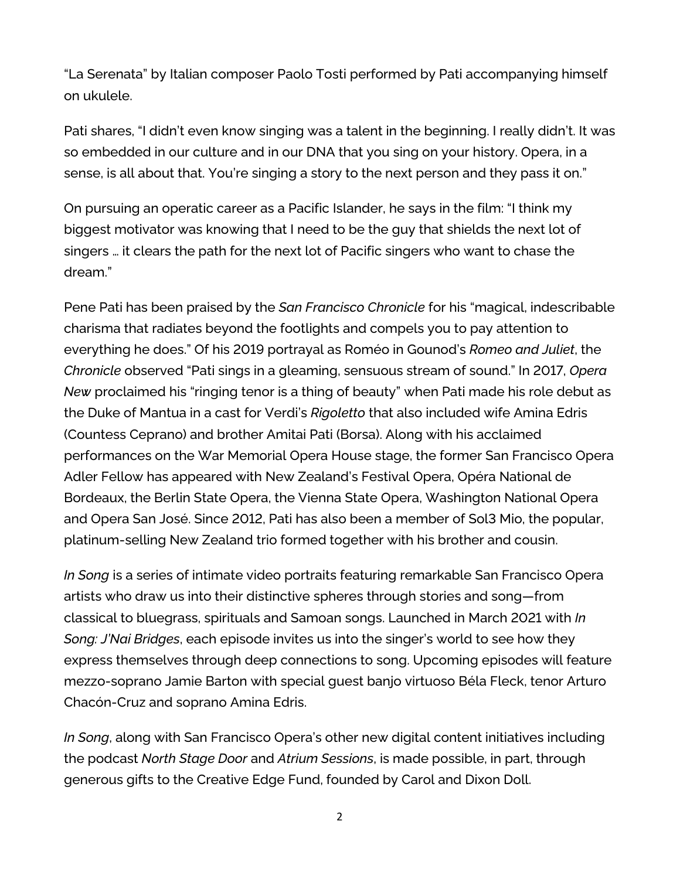"La Serenata" by Italian composer Paolo Tosti performed by Pati accompanying himself on ukulele.

Pati shares, "I didn't even know singing was a talent in the beginning. I really didn't. It was so embedded in our culture and in our DNA that you sing on your history. Opera, in a sense, is all about that. You're singing a story to the next person and they pass it on."

On pursuing an operatic career as a Pacific Islander, he says in the film: "I think my biggest motivator was knowing that I need to be the guy that shields the next lot of singers … it clears the path for the next lot of Pacific singers who want to chase the dream."

Pene Pati has been praised by the *San Francisco Chronicle* for his "magical, indescribable charisma that radiates beyond the footlights and compels you to pay attention to everything he does." Of his 2019 portrayal as Roméo in Gounod's *Romeo and Juliet*, the *Chronicle* observed "Pati sings in a gleaming, sensuous stream of sound." In 2017, *Opera New* proclaimed his "ringing tenor is a thing of beauty" when Pati made his role debut as the Duke of Mantua in a cast for Verdi's *Rigoletto* that also included wife Amina Edris (Countess Ceprano) and brother Amitai Pati (Borsa). Along with his acclaimed performances on the War Memorial Opera House stage, the former San Francisco Opera Adler Fellow has appeared with New Zealand's Festival Opera, Opéra National de Bordeaux, the Berlin State Opera, the Vienna State Opera, Washington National Opera and Opera San José. Since 2012, Pati has also been a member of Sol3 Mio, the popular, platinum-selling New Zealand trio formed together with his brother and cousin.

*In Song* is a series of intimate video portraits featuring remarkable San Francisco Opera artists who draw us into their distinctive spheres through stories and song—from classical to bluegrass, spirituals and Samoan songs. Launched in March 2021 with *In Song: J'Nai Bridges*, each episode invites us into the singer's world to see how they express themselves through deep connections to song. Upcoming episodes will feature mezzo-soprano Jamie Barton with special guest banjo virtuoso Béla Fleck, tenor Arturo Chacón-Cruz and soprano Amina Edris.

*In Song*, along with San Francisco Opera's other new digital content initiatives including the podcast *North Stage Door* and *Atrium Sessions*, is made possible, in part, through generous gifts to the Creative Edge Fund, founded by Carol and Dixon Doll.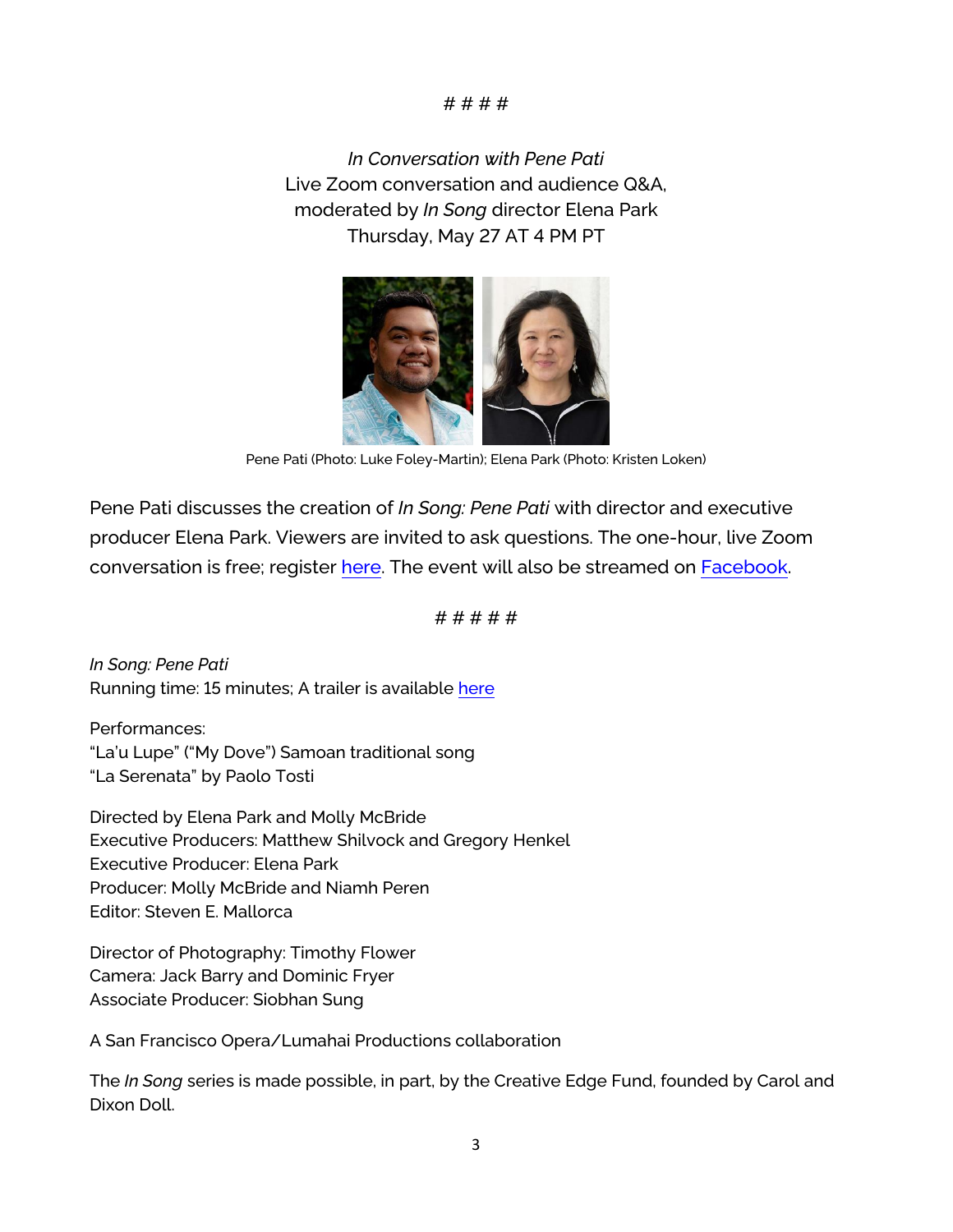# # # #

*In Conversation with Pene Pati*
Live Zoom conversation and audience Q&A,
moderated by *In Song* director Elena Park
Thursday, May 27 AT 4 PM PT

Pene Pati (Photo: Luke Foley-Martin); Elena Park (Photo: Kristen Loken)

Pene Pati discusses the creation of *In Song: Pene Pati* with director and executive producer Elena Park. Viewers are invited to ask questions. The one-hour, live Zoom conversation is free; register here. The event will also be streamed on Facebook.

# # # # #

*In Song: Pene Pati*
Running time: 15 minutes; A trailer is available here

Performances:
"La'u Lupe" ("My Dove") Samoan traditional song
"La Serenata" by Paolo Tosti

Directed by Elena Park and Molly McBride
Executive Producers: Matthew Shilvock and Gregory Henkel
Executive Producer: Elena Park
Producer: Molly McBride and Niamh Peren
Editor: Steven E. Mallorca

Director of Photography: Timothy Flower
Camera: Jack Barry and Dominic Fryer
Associate Producer: Siobhan Sung

A San Francisco Opera/Lumahai Productions collaboration

The *In Song* series is made possible, in part, by the Creative Edge Fund, founded by Carol and Dixon Doll.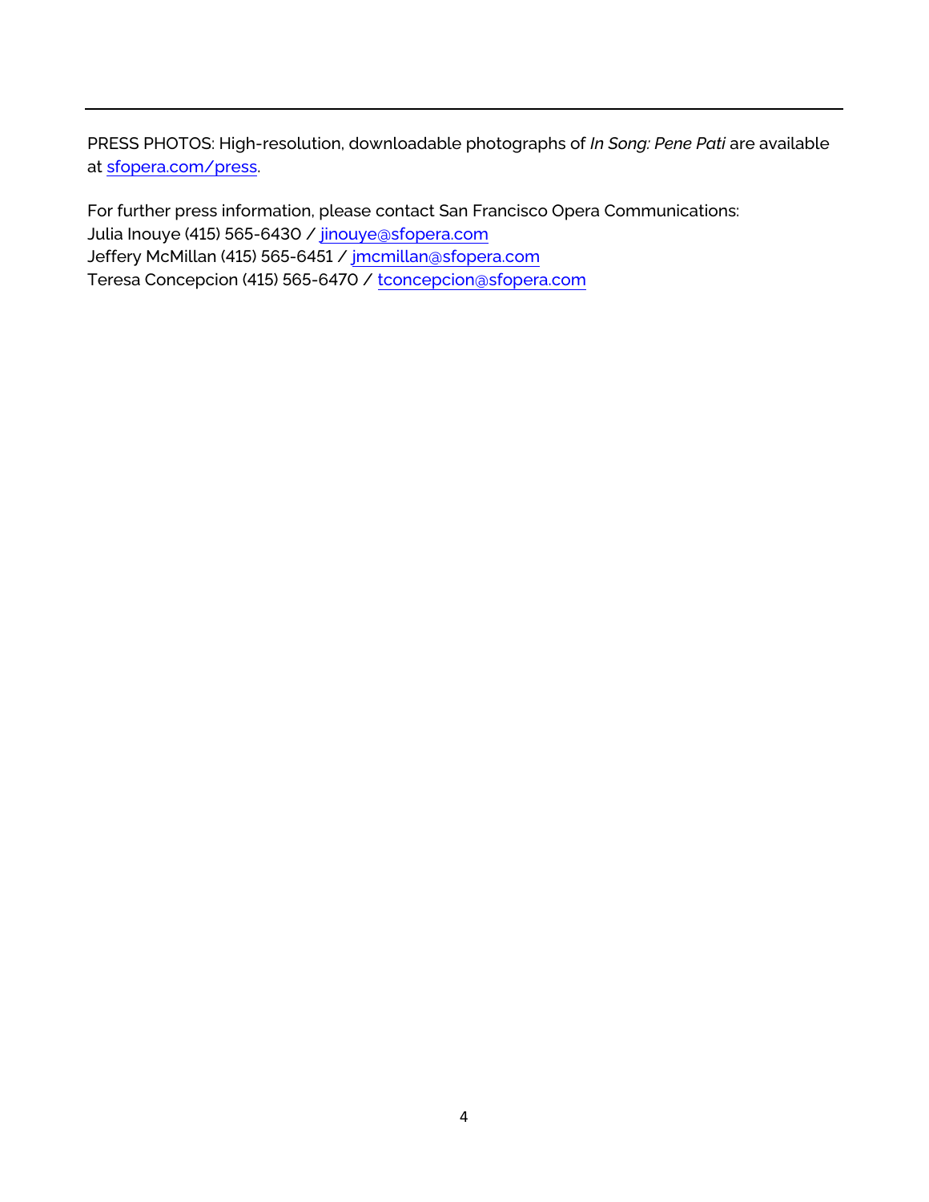---

PRESS PHOTOS: High-resolution, downloadable photographs of *In Song: Pene Pati* are available at sfopera.com/press.

For further press information, please contact San Francisco Opera Communications:
Julia Inouye (415) 565-6430 / jinouye@sfopera.com
Jeffery McMillan (415) 565-6451 / jmcmillan@sfopera.com
Teresa Concepcion (415) 565-6470 / tconcepcion@sfopera.com